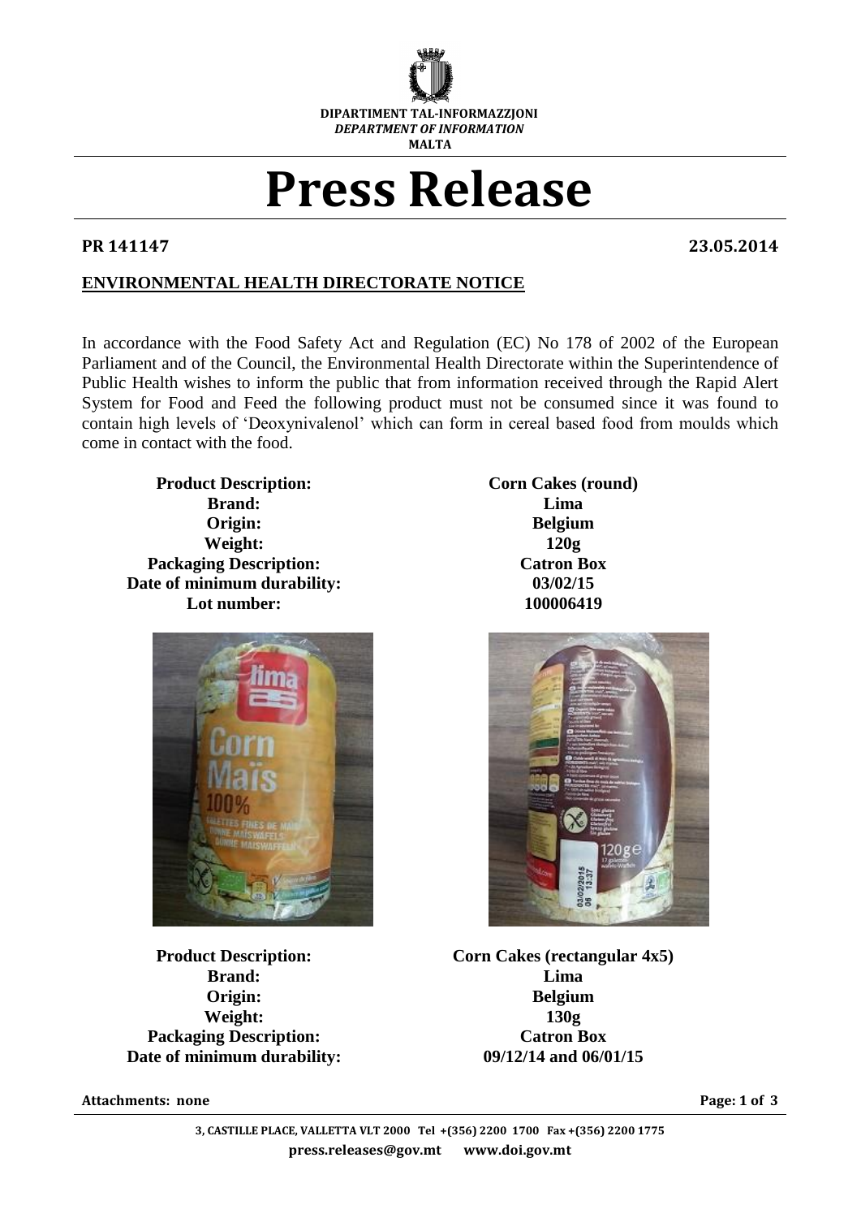DIPARTIMENT TAL-INFORMAZZJONI
*DEPARTMENT OF INFORMATION*
MALTA

# Press Release

**PR 141147** **23.05.2014**

## ENVIRONMENTAL HEALTH DIRECTORATE NOTICE

In accordance with the Food Safety Act and Regulation (EC) No 178 of 2002 of the European Parliament and of the Council, the Environmental Health Directorate within the Superintendence of Public Health wishes to inform the public that from information received through the Rapid Alert System for Food and Feed the following product must not be consumed since it was found to contain high levels of 'Deoxynivalenol' which can form in cereal based food from moulds which come in contact with the food.

| | |
|---|---|
| **Product Description:** | **Corn Cakes (round)** |
| **Brand:** | **Lima** |
| **Origin:** | **Belgium** |
| **Weight:** | **120g** |
| **Packaging Description:** | **Catron Box** |
| **Date of minimum durability:** | **03/02/15** |
| **Lot number:** | **100006419** |

| | |
|---|---|
| **Product Description:** | **Corn Cakes (rectangular 4x5)** |
| **Brand:** | **Lima** |
| **Origin:** | **Belgium** |
| **Weight:** | **130g** |
| **Packaging Description:** | **Catron Box** |
| **Date of minimum durability:** | **09/12/14 and 06/01/15** |

**Attachments: none**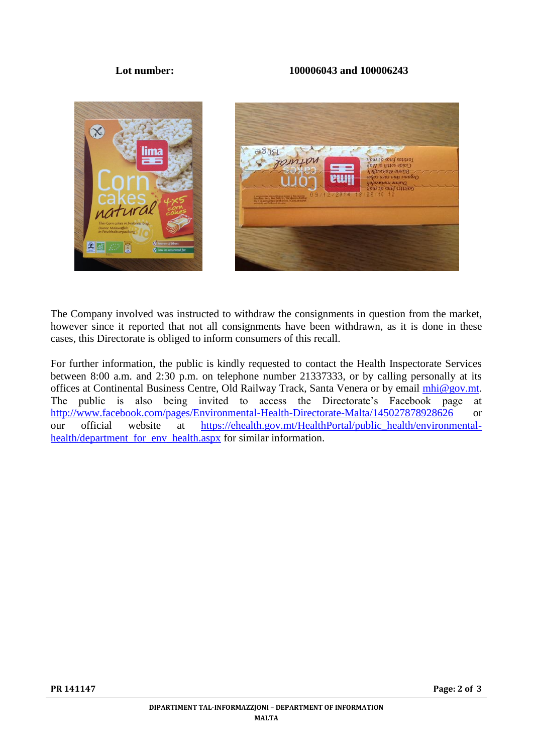**Lot number:** **100006043 and 100006243**

The Company involved was instructed to withdraw the consignments in question from the market, however since it reported that not all consignments have been withdrawn, as it is done in these cases, this Directorate is obliged to inform consumers of this recall.

For further information, the public is kindly requested to contact the Health Inspectorate Services between 8:00 a.m. and 2:30 p.m. on telephone number 21337333, or by calling personally at its offices at Continental Business Centre, Old Railway Track, Santa Venera or by email mhi@gov.mt. The public is also being invited to access the Directorate's Facebook page at http://www.facebook.com/pages/Environmental-Health-Directorate-Malta/145027878928626 or our official website at https://ehealth.gov.mt/HealthPortal/public_health/environmental-health/department_for_env_health.aspx for similar information.

**PR 141147**